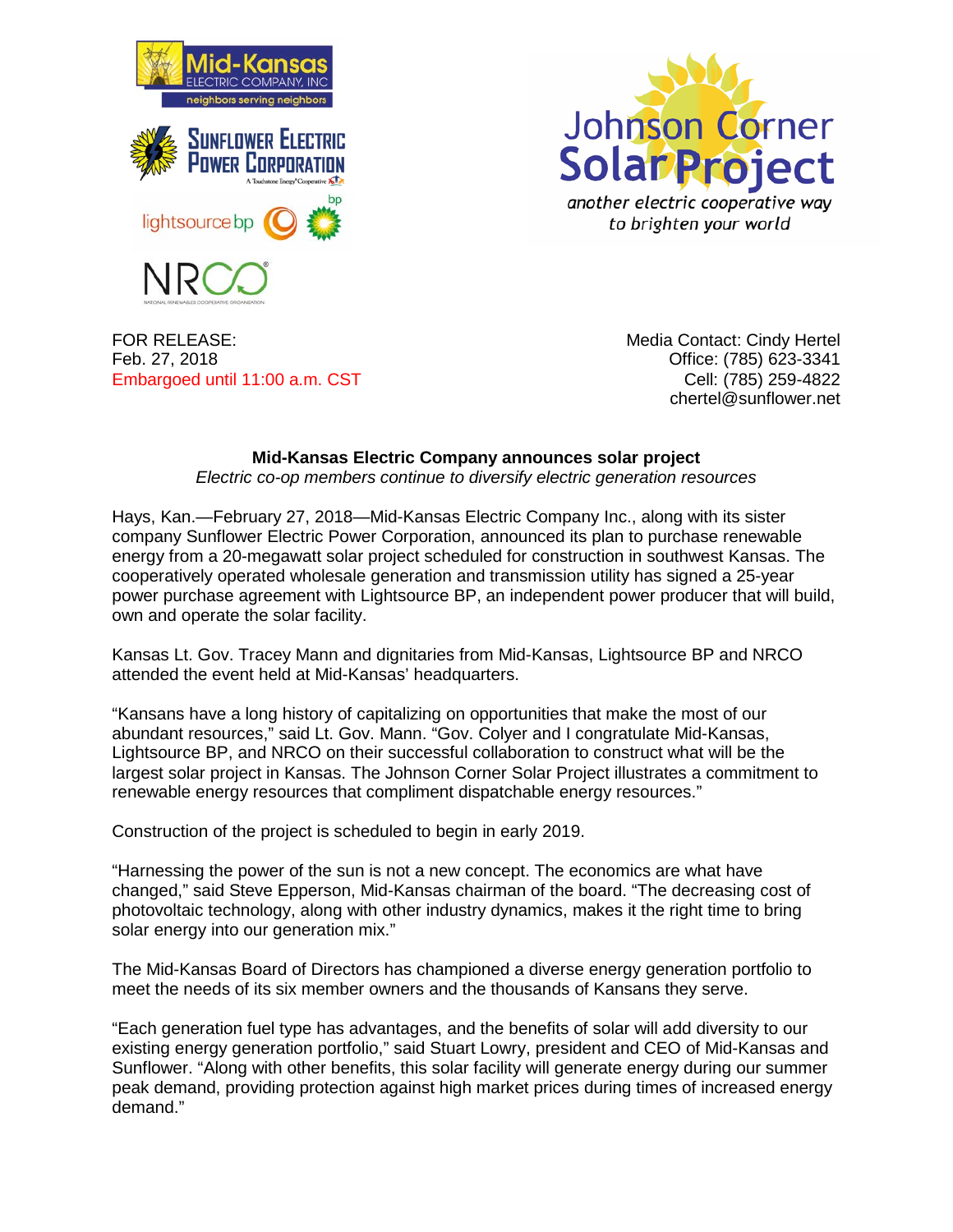FOR RELEASE:
Feb. 27, 2018
Embargoed until 11:00 a.m. CST

Media Contact: Cindy Hertel
Office: (785) 623-3341
Cell: (785) 259-4822
chertel@sunflower.net

**Mid-Kansas Electric Company announces solar project**

*Electric co-op members continue to diversify electric generation resources*

Hays, Kan.—February 27, 2018—Mid-Kansas Electric Company Inc., along with its sister company Sunflower Electric Power Corporation, announced its plan to purchase renewable energy from a 20-megawatt solar project scheduled for construction in southwest Kansas. The cooperatively operated wholesale generation and transmission utility has signed a 25-year power purchase agreement with Lightsource BP, an independent power producer that will build, own and operate the solar facility.

Kansas Lt. Gov. Tracey Mann and dignitaries from Mid-Kansas, Lightsource BP and NRCO attended the event held at Mid-Kansas' headquarters.

"Kansans have a long history of capitalizing on opportunities that make the most of our abundant resources," said Lt. Gov. Mann. "Gov. Colyer and I congratulate Mid-Kansas, Lightsource BP, and NRCO on their successful collaboration to construct what will be the largest solar project in Kansas. The Johnson Corner Solar Project illustrates a commitment to renewable energy resources that compliment dispatchable energy resources."

Construction of the project is scheduled to begin in early 2019.

"Harnessing the power of the sun is not a new concept. The economics are what have changed," said Steve Epperson, Mid-Kansas chairman of the board. "The decreasing cost of photovoltaic technology, along with other industry dynamics, makes it the right time to bring solar energy into our generation mix."

The Mid-Kansas Board of Directors has championed a diverse energy generation portfolio to meet the needs of its six member owners and the thousands of Kansans they serve.

"Each generation fuel type has advantages, and the benefits of solar will add diversity to our existing energy generation portfolio," said Stuart Lowry, president and CEO of Mid-Kansas and Sunflower. "Along with other benefits, this solar facility will generate energy during our summer peak demand, providing protection against high market prices during times of increased energy demand."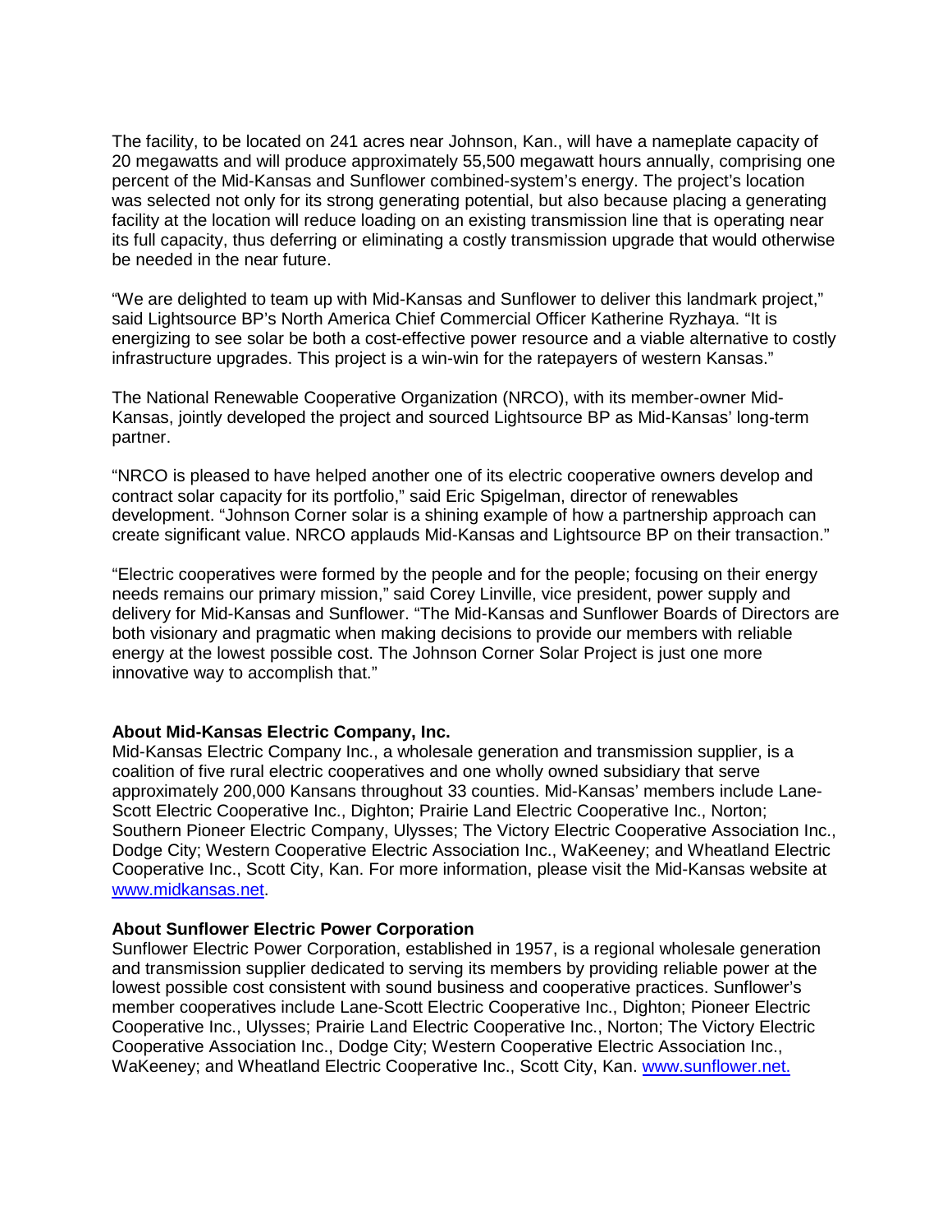The facility, to be located on 241 acres near Johnson, Kan., will have a nameplate capacity of 20 megawatts and will produce approximately 55,500 megawatt hours annually, comprising one percent of the Mid-Kansas and Sunflower combined-system's energy. The project's location was selected not only for its strong generating potential, but also because placing a generating facility at the location will reduce loading on an existing transmission line that is operating near its full capacity, thus deferring or eliminating a costly transmission upgrade that would otherwise be needed in the near future.

"We are delighted to team up with Mid-Kansas and Sunflower to deliver this landmark project," said Lightsource BP's North America Chief Commercial Officer Katherine Ryzhaya. "It is energizing to see solar be both a cost-effective power resource and a viable alternative to costly infrastructure upgrades. This project is a win-win for the ratepayers of western Kansas."

The National Renewable Cooperative Organization (NRCO), with its member-owner Mid-Kansas, jointly developed the project and sourced Lightsource BP as Mid-Kansas' long-term partner.

"NRCO is pleased to have helped another one of its electric cooperative owners develop and contract solar capacity for its portfolio," said Eric Spigelman, director of renewables development. "Johnson Corner solar is a shining example of how a partnership approach can create significant value. NRCO applauds Mid-Kansas and Lightsource BP on their transaction."

"Electric cooperatives were formed by the people and for the people; focusing on their energy needs remains our primary mission," said Corey Linville, vice president, power supply and delivery for Mid-Kansas and Sunflower. "The Mid-Kansas and Sunflower Boards of Directors are both visionary and pragmatic when making decisions to provide our members with reliable energy at the lowest possible cost. The Johnson Corner Solar Project is just one more innovative way to accomplish that."

**About Mid-Kansas Electric Company, Inc.**

Mid-Kansas Electric Company Inc., a wholesale generation and transmission supplier, is a coalition of five rural electric cooperatives and one wholly owned subsidiary that serve approximately 200,000 Kansans throughout 33 counties. Mid-Kansas' members include Lane-Scott Electric Cooperative Inc., Dighton; Prairie Land Electric Cooperative Inc., Norton; Southern Pioneer Electric Company, Ulysses; The Victory Electric Cooperative Association Inc., Dodge City; Western Cooperative Electric Association Inc., WaKeeney; and Wheatland Electric Cooperative Inc., Scott City, Kan. For more information, please visit the Mid-Kansas website at [www.midkansas.net](http://www.midkansas.net).

**About Sunflower Electric Power Corporation**

Sunflower Electric Power Corporation, established in 1957, is a regional wholesale generation and transmission supplier dedicated to serving its members by providing reliable power at the lowest possible cost consistent with sound business and cooperative practices. Sunflower's member cooperatives include Lane-Scott Electric Cooperative Inc., Dighton; Pioneer Electric Cooperative Inc., Ulysses; Prairie Land Electric Cooperative Inc., Norton; The Victory Electric Cooperative Association Inc., Dodge City; Western Cooperative Electric Association Inc., WaKeeney; and Wheatland Electric Cooperative Inc., Scott City, Kan. [www.sunflower.net.](http://www.sunflower.net)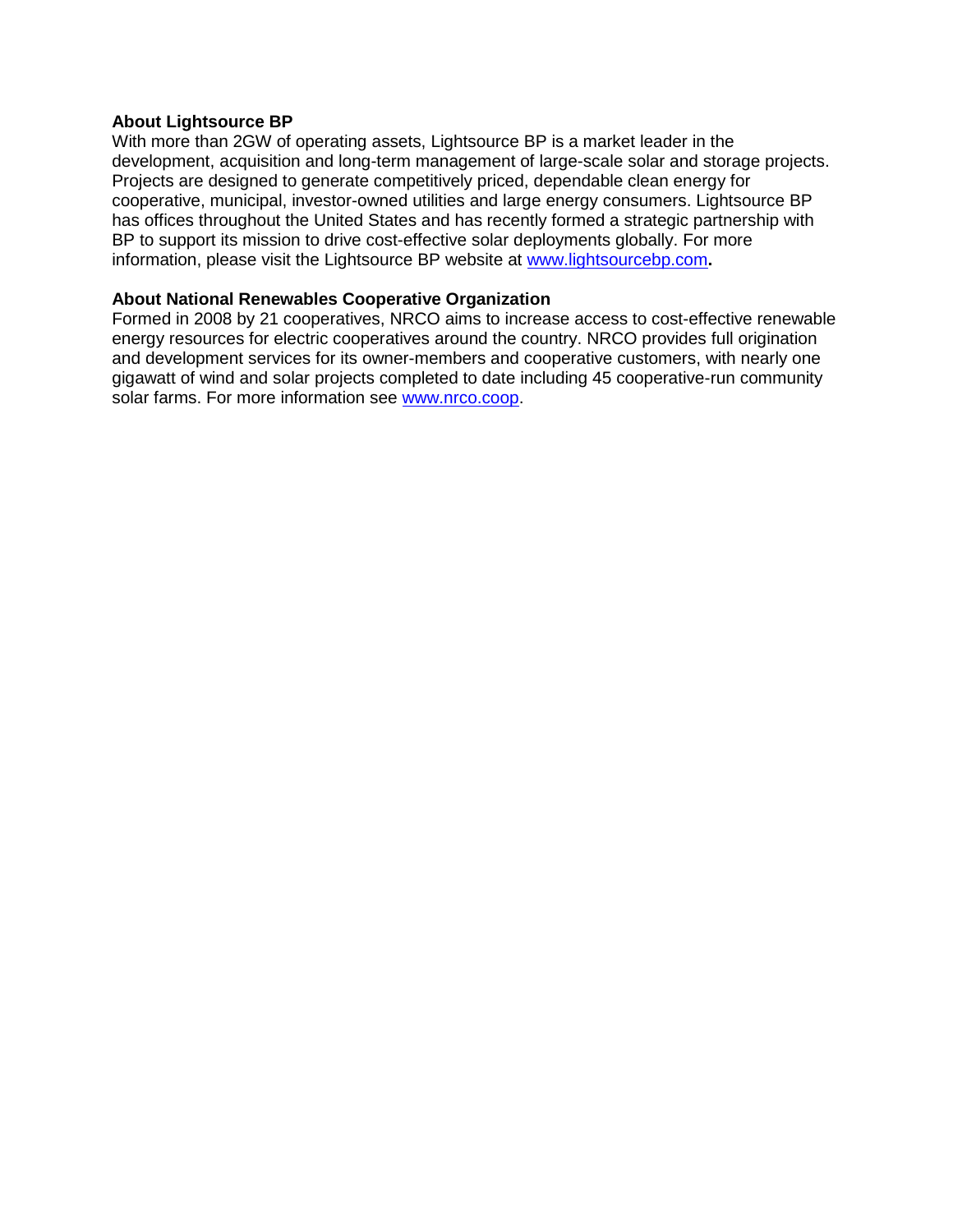**About Lightsource BP**

With more than 2GW of operating assets, Lightsource BP is a market leader in the development, acquisition and long-term management of large-scale solar and storage projects. Projects are designed to generate competitively priced, dependable clean energy for cooperative, municipal, investor-owned utilities and large energy consumers. Lightsource BP has offices throughout the United States and has recently formed a strategic partnership with BP to support its mission to drive cost-effective solar deployments globally. For more information, please visit the Lightsource BP website at [www.lightsourcebp.com](http://www.lightsourcebp.com)**.**

**About National Renewables Cooperative Organization**

Formed in 2008 by 21 cooperatives, NRCO aims to increase access to cost-effective renewable energy resources for electric cooperatives around the country. NRCO provides full origination and development services for its owner-members and cooperative customers, with nearly one gigawatt of wind and solar projects completed to date including 45 cooperative-run community solar farms. For more information see [www.nrco.coop](http://www.nrco.coop).